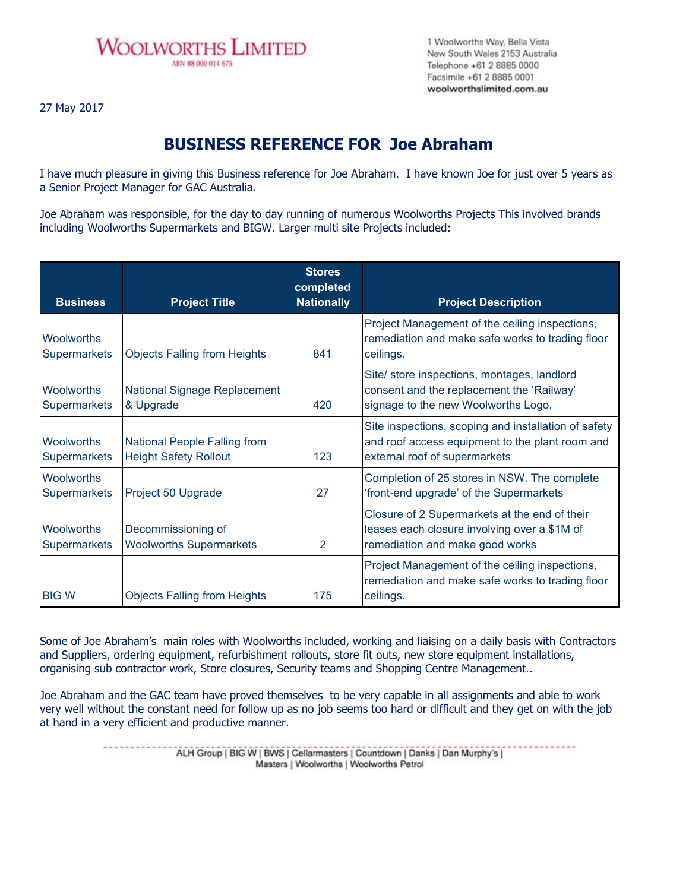WOOLWORTHS LIMITED
ABN 88 000 014 675

1 Woolworths Way, Bella Vista
New South Wales 2153 Australia
Telephone +61 2 8885 0000
Facsimile +61 2 8885 0001
**woolworthslimited.com.au**

27 May 2017

## BUSINESS REFERENCE FOR Joe Abraham

I have much pleasure in giving this Business reference for Joe Abraham. I have known Joe for just over 5 years as a Senior Project Manager for GAC Australia.

Joe Abraham was responsible, for the day to day running of numerous Woolworths Projects This involved brands including Woolworths Supermarkets and BIGW. Larger multi site Projects included:

| Business | Project Title | Stores completed Nationally | Project Description |
|---|---|---|---|
| Woolworths Supermarkets | Objects Falling from Heights | 841 | Project Management of the ceiling inspections, remediation and make safe works to trading floor ceilings. |
| Woolworths Supermarkets | National Signage Replacement & Upgrade | 420 | Site/ store inspections, montages, landlord consent and the replacement the 'Railway' signage to the new Woolworths Logo. |
| Woolworths Supermarkets | National People Falling from Height Safety Rollout | 123 | Site inspections, scoping and installation of safety and roof access equipment to the plant room and external roof of supermarkets |
| Woolworths Supermarkets | Project 50 Upgrade | 27 | Completion of 25 stores in NSW. The complete 'front-end upgrade' of the Supermarkets |
| Woolworths Supermarkets | Decommissioning of Woolworths Supermarkets | 2 | Closure of 2 Supermarkets at the end of their leases each closure involving over a $1M of remediation and make good works |
| BIG W | Objects Falling from Heights | 175 | Project Management of the ceiling inspections, remediation and make safe works to trading floor ceilings. |

Some of Joe Abraham's main roles with Woolworths included, working and liaising on a daily basis with Contractors and Suppliers, ordering equipment, refurbishment rollouts, store fit outs, new store equipment installations, organising sub contractor work, Store closures, Security teams and Shopping Centre Management..

Joe Abraham and the GAC team have proved themselves to be very capable in all assignments and able to work very well without the constant need for follow up as no job seems too hard or difficult and they get on with the job at hand in a very efficient and productive manner.

ALH Group | BIG W | BWS | Cellarmasters | Countdown | Danks | Dan Murphy's | Masters | Woolworths | Woolworths Petrol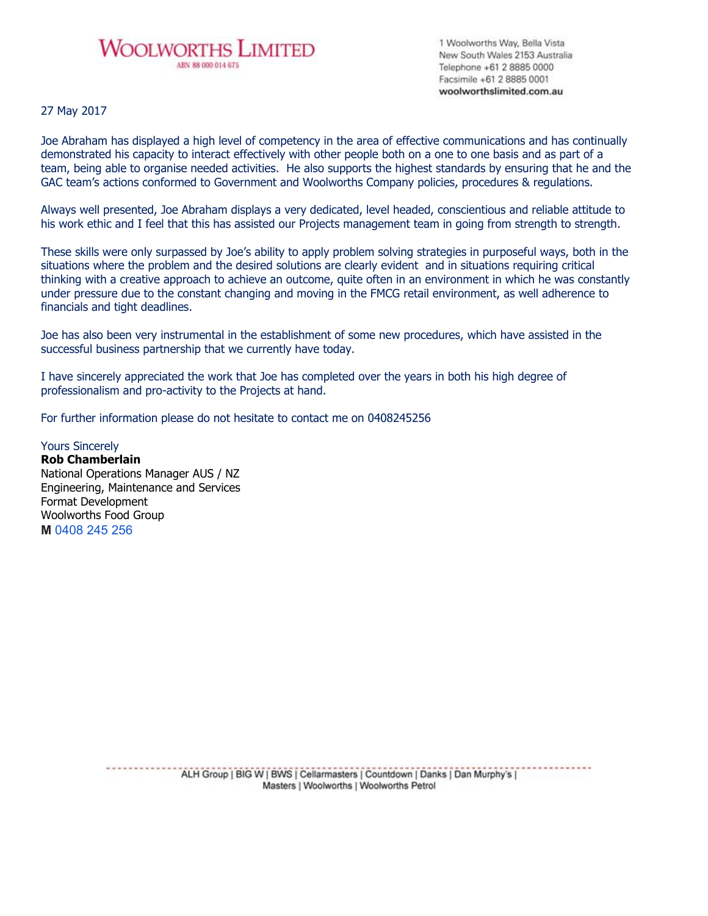**Woolworths Limited**
ABN 88 000 014 675

1 Woolworths Way, Bella Vista
New South Wales 2153 Australia
Telephone +61 2 8885 0000
Facsimile +61 2 8885 0001
**woolworthslimited.com.au**

27 May 2017

Joe Abraham has displayed a high level of competency in the area of effective communications and has continually demonstrated his capacity to interact effectively with other people both on a one to one basis and as part of a team, being able to organise needed activities. He also supports the highest standards by ensuring that he and the GAC team's actions conformed to Government and Woolworths Company policies, procedures & regulations.

Always well presented, Joe Abraham displays a very dedicated, level headed, conscientious and reliable attitude to his work ethic and I feel that this has assisted our Projects management team in going from strength to strength.

These skills were only surpassed by Joe's ability to apply problem solving strategies in purposeful ways, both in the situations where the problem and the desired solutions are clearly evident and in situations requiring critical thinking with a creative approach to achieve an outcome, quite often in an environment in which he was constantly under pressure due to the constant changing and moving in the FMCG retail environment, as well adherence to financials and tight deadlines.

Joe has also been very instrumental in the establishment of some new procedures, which have assisted in the successful business partnership that we currently have today.

I have sincerely appreciated the work that Joe has completed over the years in both his high degree of professionalism and pro-activity to the Projects at hand.

For further information please do not hesitate to contact me on 0408245256

Yours Sincerely
**Rob Chamberlain**
National Operations Manager AUS / NZ
Engineering, Maintenance and Services
Format Development
Woolworths Food Group
**M** 0408 245 256

ALH Group | BIG W | BWS | Cellarmasters | Countdown | Danks | Dan Murphy's | Masters | Woolworths | Woolworths Petrol